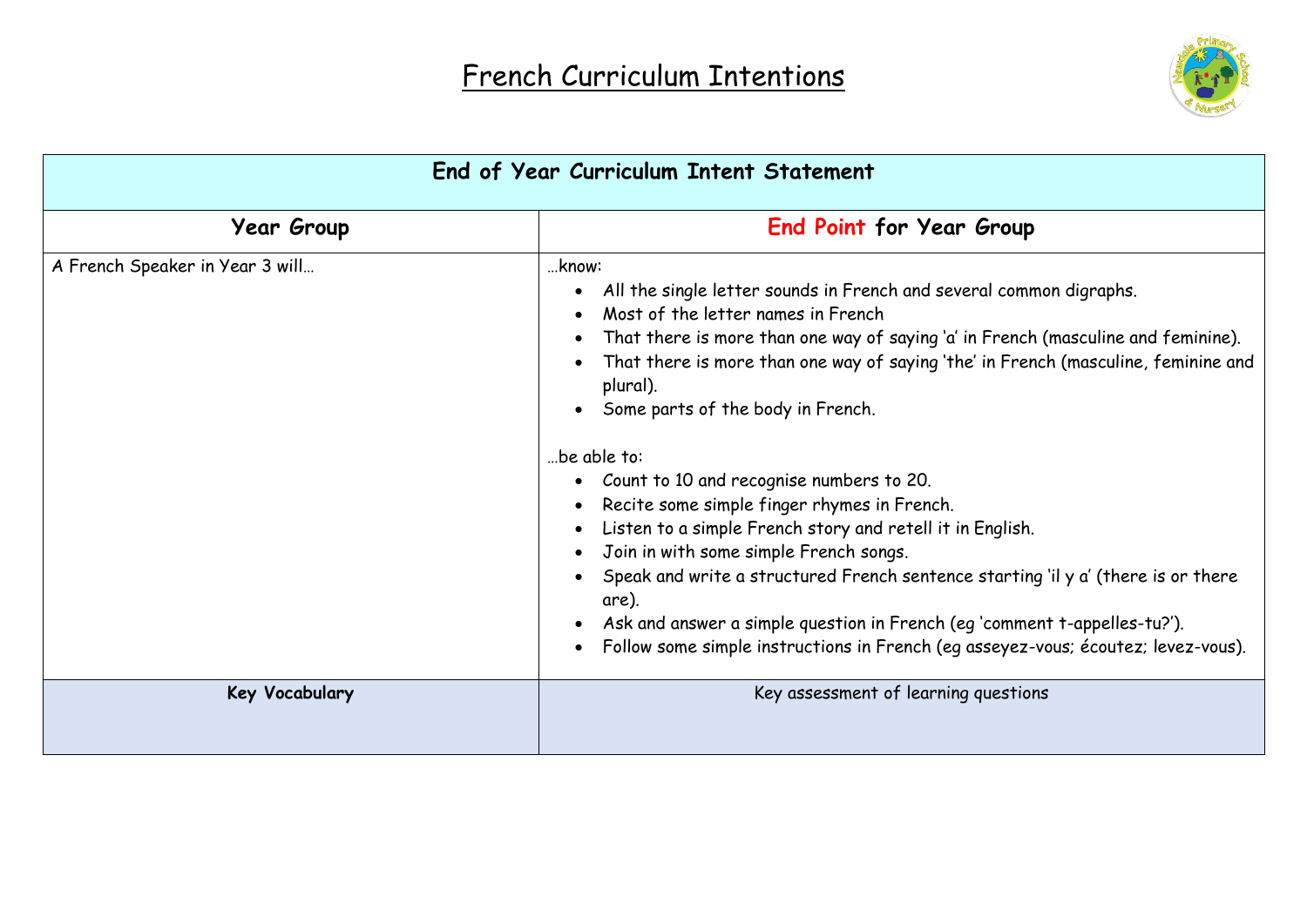# French Curriculum Intentions

| End of Year Curriculum Intent Statement | |
|---|---|
| **Year Group** | **End Point for Year Group** |
| A French Speaker in Year 3 will… | …know:<br>• All the single letter sounds in French and several common digraphs.<br>• Most of the letter names in French<br>• That there is more than one way of saying 'a' in French (masculine and feminine).<br>• That there is more than one way of saying 'the' in French (masculine, feminine and plural).<br>• Some parts of the body in French.<br><br>…be able to:<br>• Count to 10 and recognise numbers to 20.<br>• Recite some simple finger rhymes in French.<br>• Listen to a simple French story and retell it in English.<br>• Join in with some simple French songs.<br>• Speak and write a structured French sentence starting 'il y a' (there is or there are).<br>• Ask and answer a simple question in French (eg 'comment t-appelles-tu?').<br>• Follow some simple instructions in French (eg asseyez-vous; écoutez; levez-vous). |
| **Key Vocabulary** | Key assessment of learning questions |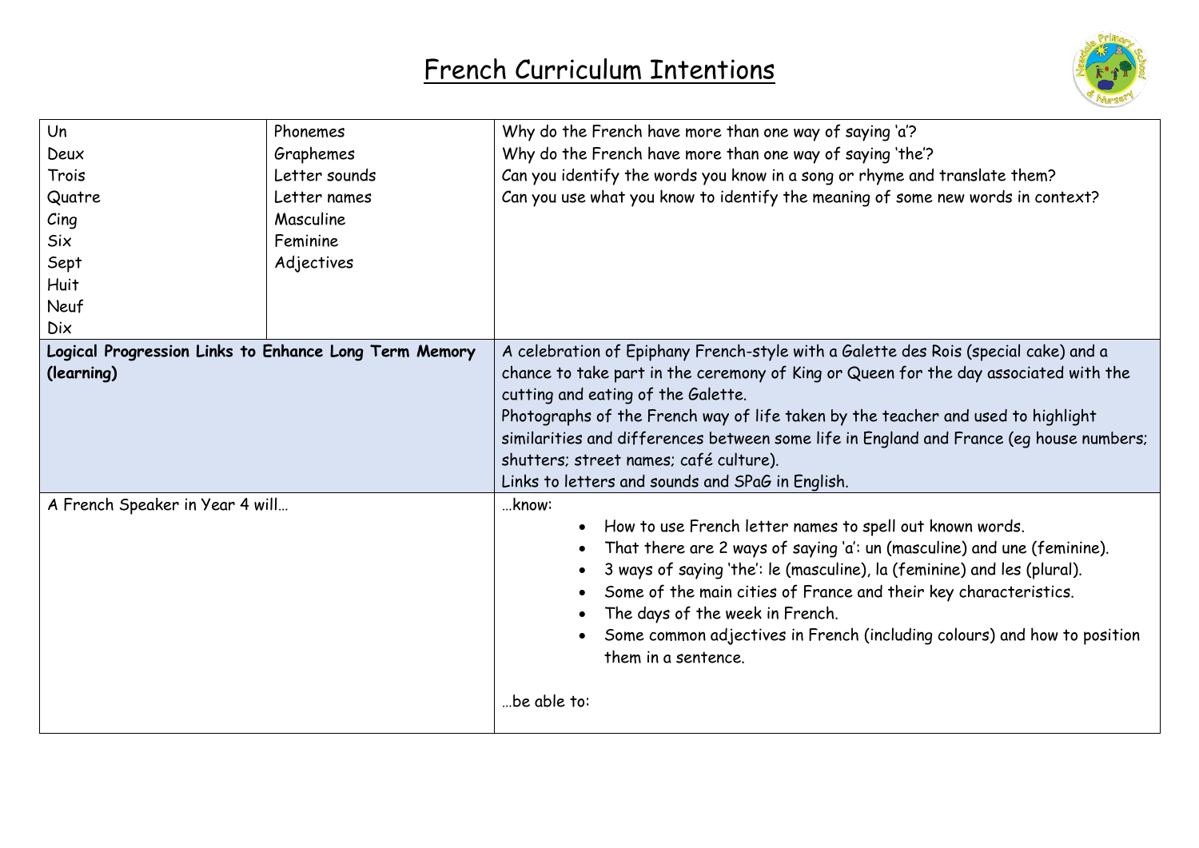# French Curriculum Intentions

| | | |
|---|---|---|
| Un<br>Deux<br>Trois<br>Quatre<br>Cinq<br>Six<br>Sept<br>Huit<br>Neuf<br>Dix | Phonemes<br>Graphemes<br>Letter sounds<br>Letter names<br>Masculine<br>Feminine<br>Adjectives | Why do the French have more than one way of saying 'a'?<br>Why do the French have more than one way of saying 'the'?<br>Can you identify the words you know in a song or rhyme and translate them?<br>Can you use what you know to identify the meaning of some new words in context? |
| **Logical Progression Links to Enhance Long Term Memory (learning)** | | A celebration of Epiphany French-style with a Galette des Rois (special cake) and a chance to take part in the ceremony of King or Queen for the day associated with the cutting and eating of the Galette.<br>Photographs of the French way of life taken by the teacher and used to highlight similarities and differences between some life in England and France (eg house numbers; shutters; street names; café culture).<br>Links to letters and sounds and SPaG in English. |
| A French Speaker in Year 4 will… | | …know:<br>• How to use French letter names to spell out known words.<br>• That there are 2 ways of saying 'a': un (masculine) and une (feminine).<br>• 3 ways of saying 'the': le (masculine), la (feminine) and les (plural).<br>• Some of the main cities of France and their key characteristics.<br>• The days of the week in French.<br>• Some common adjectives in French (including colours) and how to position them in a sentence.<br><br>…be able to: |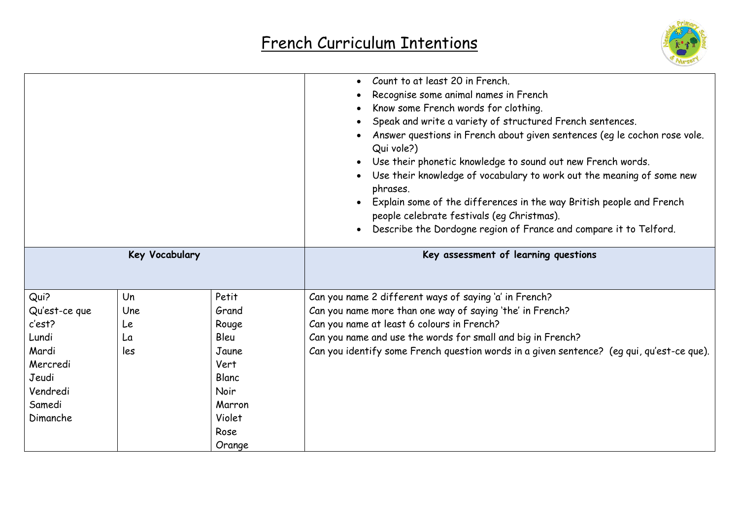# French Curriculum Intentions

| | | | |
|---|---|---|---|
| | | | • Count to at least 20 in French.<br>• Recognise some animal names in French<br>• Know some French words for clothing.<br>• Speak and write a variety of structured French sentences.<br>• Answer questions in French about given sentences (eg le cochon rose vole. Qui vole?)<br>• Use their phonetic knowledge to sound out new French words.<br>• Use their knowledge of vocabulary to work out the meaning of some new phrases.<br>• Explain some of the differences in the way British people and French people celebrate festivals (eg Christmas).<br>• Describe the Dordogne region of France and compare it to Telford. |
| **Key Vocabulary** | | | **Key assessment of learning questions** |
| Qui?<br>Qu'est-ce que c'est?<br>Lundi<br>Mardi<br>Mercredi<br>Jeudi<br>Vendredi<br>Samedi<br>Dimanche | Un<br>Une<br>Le<br>La<br>les | Petit<br>Grand<br>Rouge<br>Bleu<br>Jaune<br>Vert<br>Blanc<br>Noir<br>Marron<br>Violet<br>Rose<br>Orange | Can you name 2 different ways of saying 'a' in French?<br>Can you name more than one way of saying 'the' in French?<br>Can you name at least 6 colours in French?<br>Can you name and use the words for small and big in French?<br>Can you identify some French question words in a given sentence? (eg qui, qu'est-ce que). |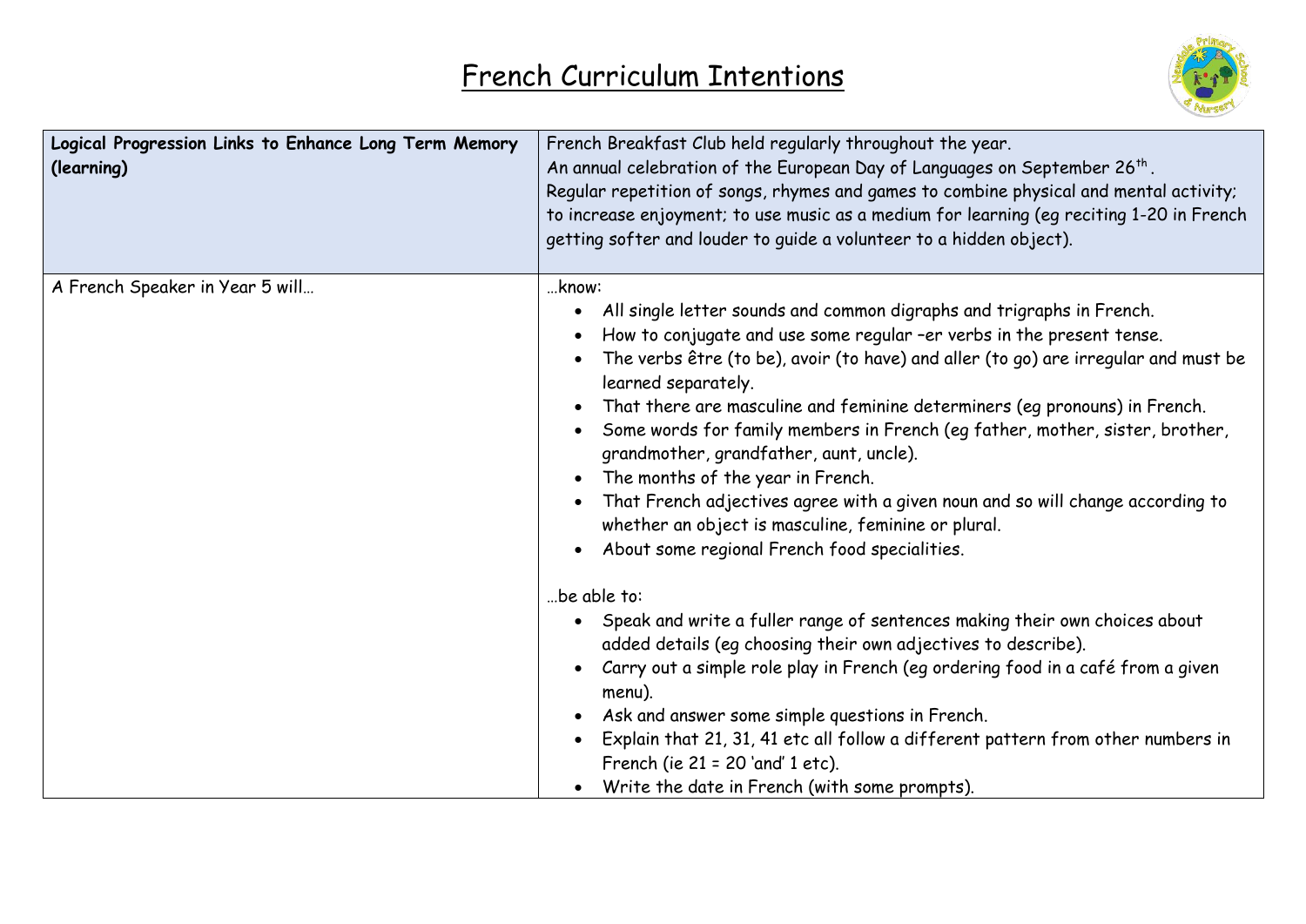# French Curriculum Intentions

| **Logical Progression Links to Enhance Long Term Memory (learning)** | French Breakfast Club held regularly throughout the year.<br>An annual celebration of the European Day of Languages on September 26th.<br>Regular repetition of songs, rhymes and games to combine physical and mental activity; to increase enjoyment; to use music as a medium for learning (eg reciting 1-20 in French getting softer and louder to guide a volunteer to a hidden object). |
|---|---|
| A French Speaker in Year 5 will… | …know:<br>• All single letter sounds and common digraphs and trigraphs in French.<br>• How to conjugate and use some regular –er verbs in the present tense.<br>• The verbs être (to be), avoir (to have) and aller (to go) are irregular and must be learned separately.<br>• That there are masculine and feminine determiners (eg pronouns) in French.<br>• Some words for family members in French (eg father, mother, sister, brother, grandmother, grandfather, aunt, uncle).<br>• The months of the year in French.<br>• That French adjectives agree with a given noun and so will change according to whether an object is masculine, feminine or plural.<br>• About some regional French food specialities.<br><br>…be able to:<br>• Speak and write a fuller range of sentences making their own choices about added details (eg choosing their own adjectives to describe).<br>• Carry out a simple role play in French (eg ordering food in a café from a given menu).<br>• Ask and answer some simple questions in French.<br>• Explain that 21, 31, 41 etc all follow a different pattern from other numbers in French (ie 21 = 20 'and' 1 etc).<br>• Write the date in French (with some prompts). |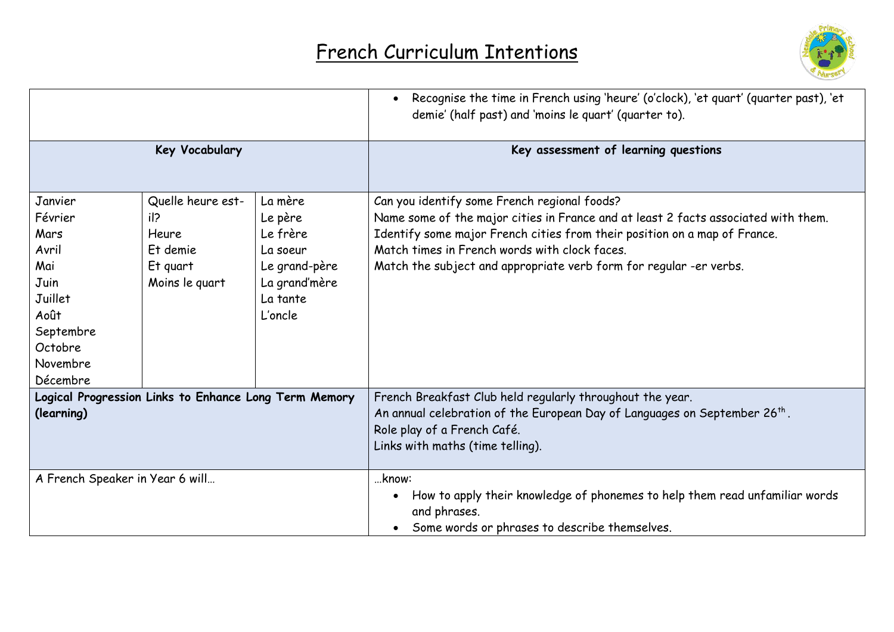# French Curriculum Intentions

| | | | |
|---|---|---|---|
| | | | • Recognise the time in French using 'heure' (o'clock), 'et quart' (quarter past), 'et demie' (half past) and 'moins le quart' (quarter to). |
| **Key Vocabulary** | | | **Key assessment of learning questions** |
| Janvier<br>Février<br>Mars<br>Avril<br>Mai<br>Juin<br>Juillet<br>Août<br>Septembre<br>Octobre<br>Novembre<br>Décembre | Quelle heure est-il?<br>Heure<br>Et demie<br>Et quart<br>Moins le quart | La mère<br>Le père<br>Le frère<br>La soeur<br>Le grand-père<br>La grand'mère<br>La tante<br>L'oncle | Can you identify some French regional foods?<br>Name some of the major cities in France and at least 2 facts associated with them.<br>Identify some major French cities from their position on a map of France.<br>Match times in French words with clock faces.<br>Match the subject and appropriate verb form for regular -er verbs. |
| **Logical Progression Links to Enhance Long Term Memory (learning)** | | | French Breakfast Club held regularly throughout the year.<br>An annual celebration of the European Day of Languages on September 26th.<br>Role play of a French Café.<br>Links with maths (time telling). |
| A French Speaker in Year 6 will… | | | …know:<br>• How to apply their knowledge of phonemes to help them read unfamiliar words and phrases.<br>• Some words or phrases to describe themselves. |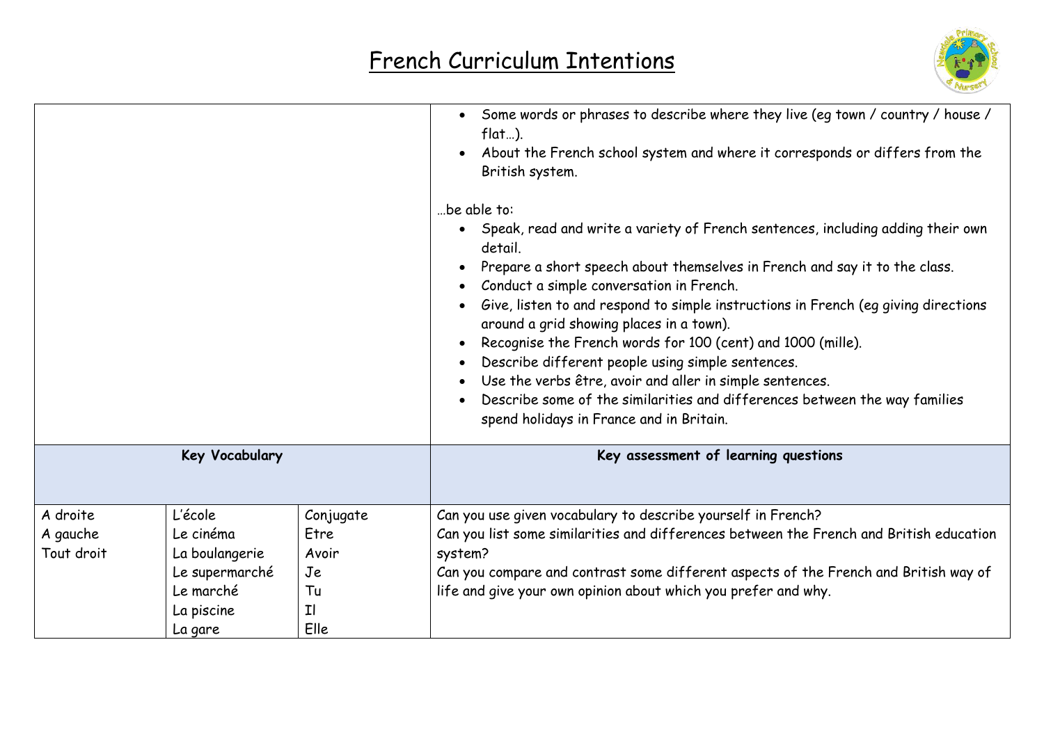# French Curriculum Intentions

| | | | |
|---|---|---|---|
| | | | • Some words or phrases to describe where they live (eg town / country / house / flat…).<br>• About the French school system and where it corresponds or differs from the British system.<br><br>…be able to:<br>• Speak, read and write a variety of French sentences, including adding their own detail.<br>• Prepare a short speech about themselves in French and say it to the class.<br>• Conduct a simple conversation in French.<br>• Give, listen to and respond to simple instructions in French (eg giving directions around a grid showing places in a town).<br>• Recognise the French words for 100 (cent) and 1000 (mille).<br>• Describe different people using simple sentences.<br>• Use the verbs être, avoir and aller in simple sentences.<br>• Describe some of the similarities and differences between the way families spend holidays in France and in Britain. |
| **Key Vocabulary** | | | **Key assessment of learning questions** |
| A droite<br>A gauche<br>Tout droit | L'école<br>Le cinéma<br>La boulangerie<br>Le supermarché<br>Le marché<br>La piscine<br>La gare | Conjugate<br>Etre<br>Avoir<br>Je<br>Tu<br>Il<br>Elle | Can you use given vocabulary to describe yourself in French?<br>Can you list some similarities and differences between the French and British education system?<br>Can you compare and contrast some different aspects of the French and British way of life and give your own opinion about which you prefer and why. |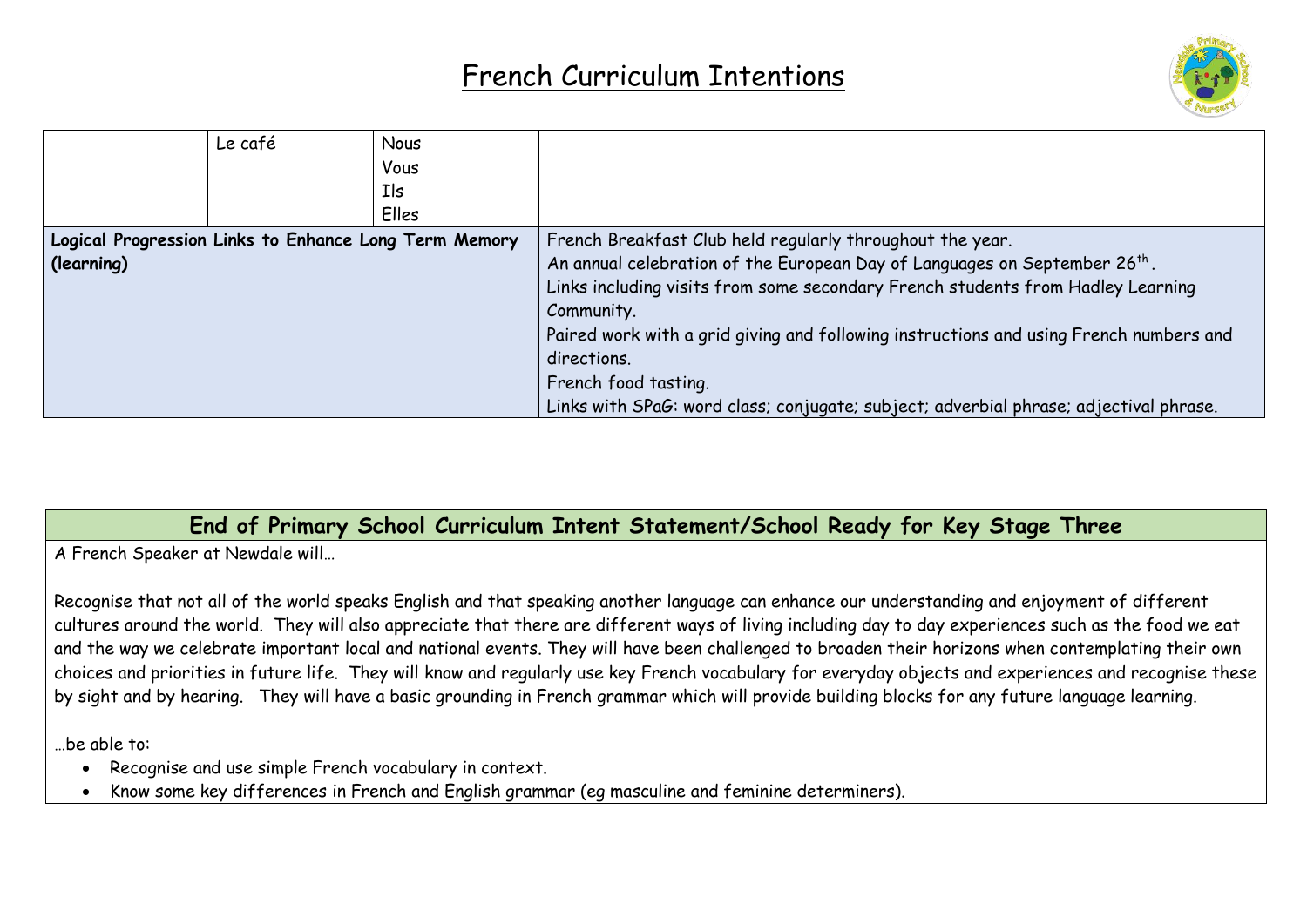# French Curriculum Intentions

| | | | |
|---|---|---|---|
| | Le café | Nous<br>Vous<br>Ils<br>Elles | |
| **Logical Progression Links to Enhance Long Term Memory (learning)** | | | French Breakfast Club held regularly throughout the year.<br>An annual celebration of the European Day of Languages on September 26th.<br>Links including visits from some secondary French students from Hadley Learning Community.<br>Paired work with a grid giving and following instructions and using French numbers and directions.<br>French food tasting.<br>Links with SPaG: word class; conjugate; subject; adverbial phrase; adjectival phrase. |

## End of Primary School Curriculum Intent Statement/School Ready for Key Stage Three

A French Speaker at Newdale will…

Recognise that not all of the world speaks English and that speaking another language can enhance our understanding and enjoyment of different cultures around the world. They will also appreciate that there are different ways of living including day to day experiences such as the food we eat and the way we celebrate important local and national events. They will have been challenged to broaden their horizons when contemplating their own choices and priorities in future life. They will know and regularly use key French vocabulary for everyday objects and experiences and recognise these by sight and by hearing. They will have a basic grounding in French grammar which will provide building blocks for any future language learning.

…be able to:

- Recognise and use simple French vocabulary in context.
- Know some key differences in French and English grammar (eg masculine and feminine determiners).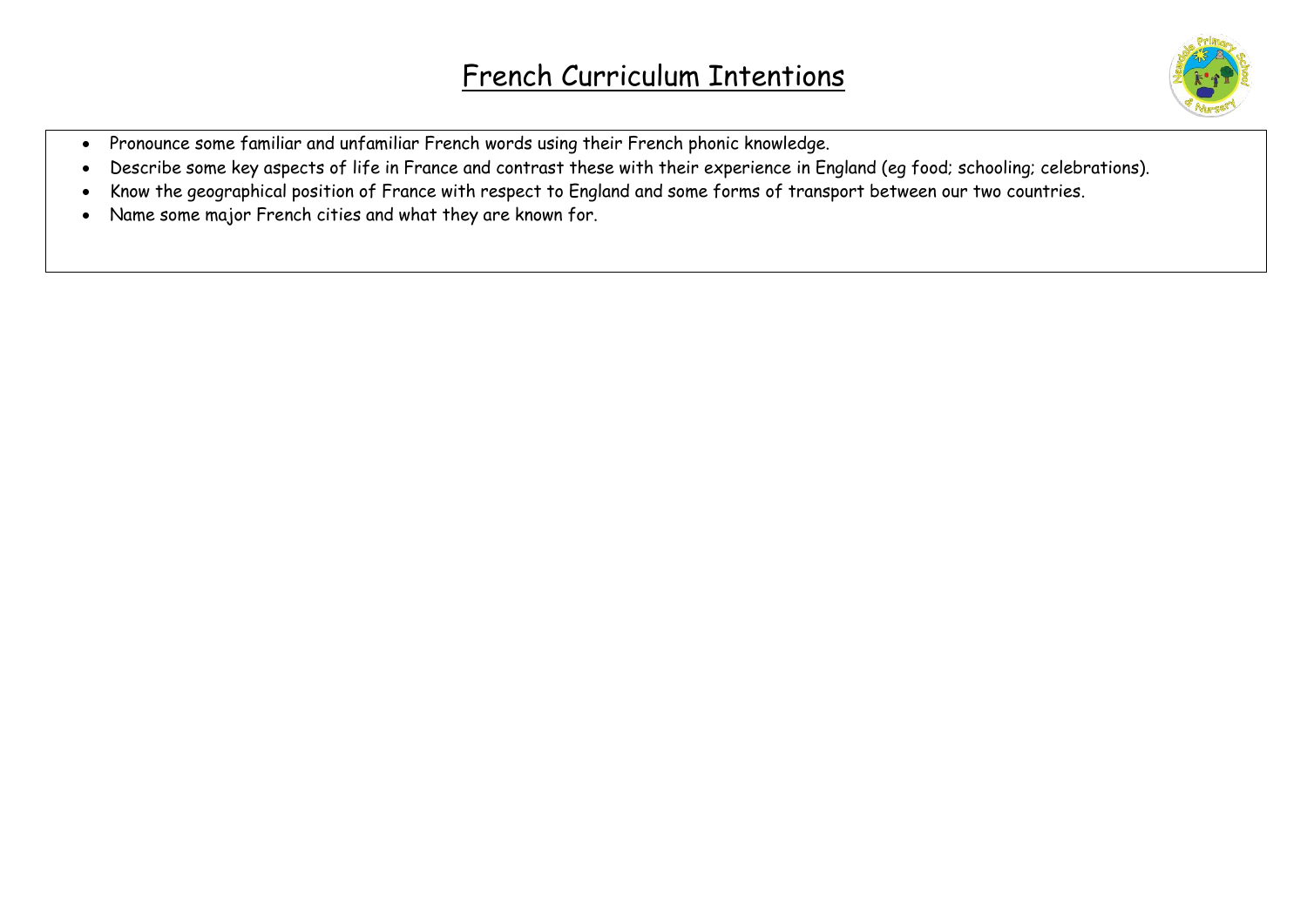# French Curriculum Intentions

- Pronounce some familiar and unfamiliar French words using their French phonic knowledge.
- Describe some key aspects of life in France and contrast these with their experience in England (eg food; schooling; celebrations).
- Know the geographical position of France with respect to England and some forms of transport between our two countries.
- Name some major French cities and what they are known for.